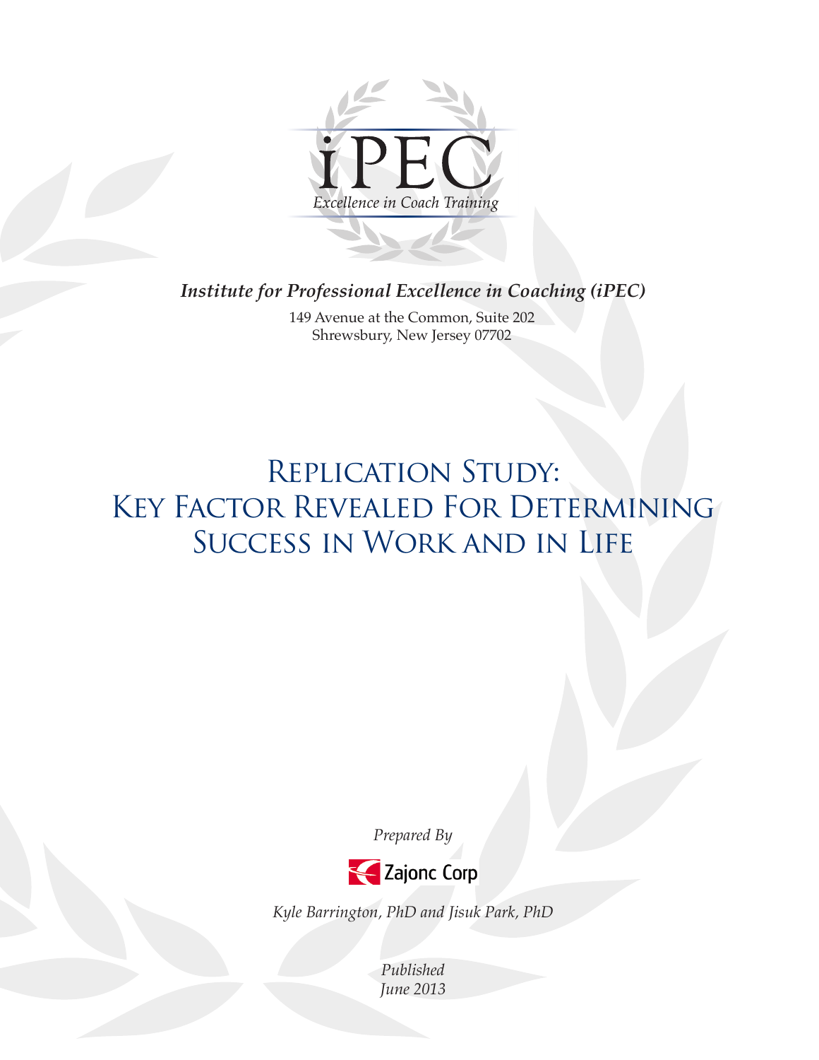iPEC

*Excellence in Coach Training*

***Institute for Professional Excellence in Coaching (iPEC)***

149 Avenue at the Common, Suite 202
Shrewsbury, New Jersey 07702

# Replication Study: Key Factor Revealed For Determining Success in Work and in Life

*Prepared By*

Zajonc Corp

*Kyle Barrington, PhD and Jisuk Park, PhD*

*Published*
*June 2013*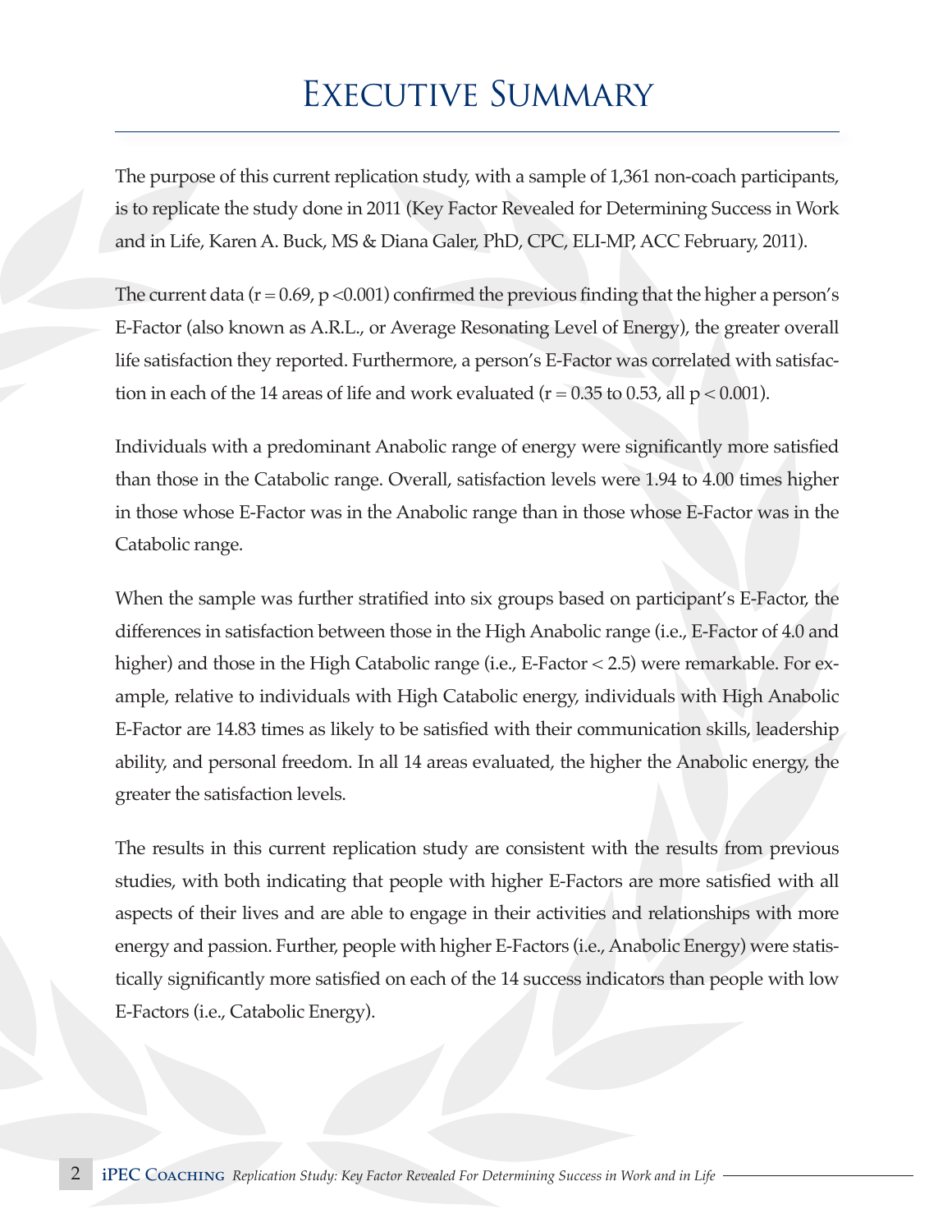# Executive Summary

The purpose of this current replication study, with a sample of 1,361 non-coach participants, is to replicate the study done in 2011 (Key Factor Revealed for Determining Success in Work and in Life, Karen A. Buck, MS & Diana Galer, PhD, CPC, ELI-MP, ACC February, 2011).

The current data ($r = 0.69$, $p < 0.001$) confirmed the previous finding that the higher a person's E-Factor (also known as A.R.L., or Average Resonating Level of Energy), the greater overall life satisfaction they reported. Furthermore, a person's E-Factor was correlated with satisfaction in each of the 14 areas of life and work evaluated ($r = 0.35$ to $0.53$, all $p < 0.001$).

Individuals with a predominant Anabolic range of energy were significantly more satisfied than those in the Catabolic range. Overall, satisfaction levels were 1.94 to 4.00 times higher in those whose E-Factor was in the Anabolic range than in those whose E-Factor was in the Catabolic range.

When the sample was further stratified into six groups based on participant's E-Factor, the differences in satisfaction between those in the High Anabolic range (i.e., E-Factor of 4.0 and higher) and those in the High Catabolic range (i.e., E-Factor < 2.5) were remarkable. For example, relative to individuals with High Catabolic energy, individuals with High Anabolic E-Factor are 14.83 times as likely to be satisfied with their communication skills, leadership ability, and personal freedom. In all 14 areas evaluated, the higher the Anabolic energy, the greater the satisfaction levels.

The results in this current replication study are consistent with the results from previous studies, with both indicating that people with higher E-Factors are more satisfied with all aspects of their lives and are able to engage in their activities and relationships with more energy and passion. Further, people with higher E-Factors (i.e., Anabolic Energy) were statistically significantly more satisfied on each of the 14 success indicators than people with low E-Factors (i.e., Catabolic Energy).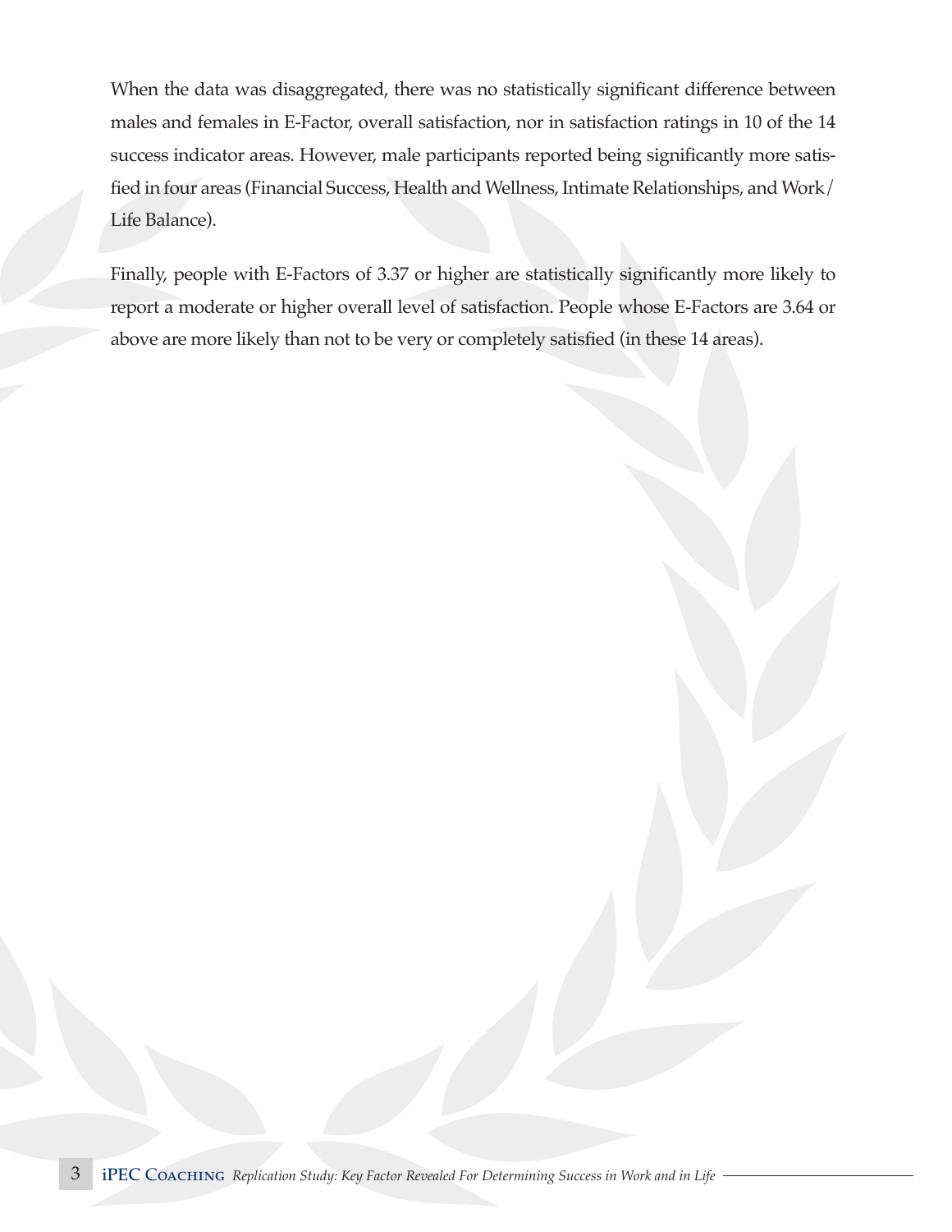When the data was disaggregated, there was no statistically significant difference between males and females in E-Factor, overall satisfaction, nor in satisfaction ratings in 10 of the 14 success indicator areas. However, male participants reported being significantly more satisfied in four areas (Financial Success, Health and Wellness, Intimate Relationships, and Work/Life Balance).

Finally, people with E-Factors of 3.37 or higher are statistically significantly more likely to report a moderate or higher overall level of satisfaction. People whose E-Factors are 3.64 or above are more likely than not to be very or completely satisfied (in these 14 areas).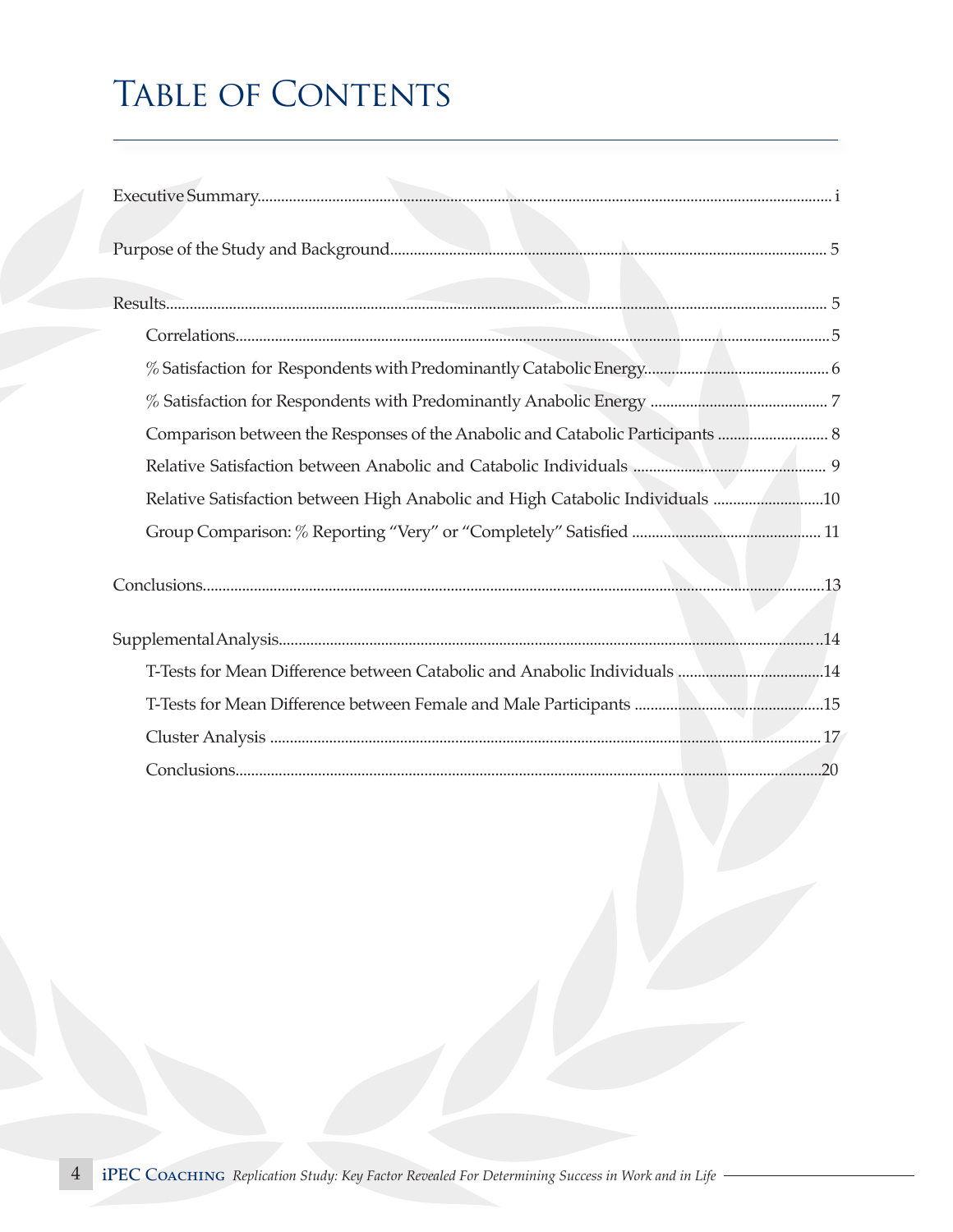# Table of Contents

Executive Summary ... i

Purpose of the Study and Background ... 5

Results ... 5

- Correlations ... 5
- % Satisfaction for Respondents with Predominantly Catabolic Energy ... 6
- % Satisfaction for Respondents with Predominantly Anabolic Energy ... 7
- Comparison between the Responses of the Anabolic and Catabolic Participants ... 8
- Relative Satisfaction between Anabolic and Catabolic Individuals ... 9
- Relative Satisfaction between High Anabolic and High Catabolic Individuals ... 10
- Group Comparison: % Reporting "Very" or "Completely" Satisfied ... 11

Conclusions ... 13

Supplemental Analysis ... 14

- T-Tests for Mean Difference between Catabolic and Anabolic Individuals ... 14
- T-Tests for Mean Difference between Female and Male Participants ... 15
- Cluster Analysis ... 17
- Conclusions ... 20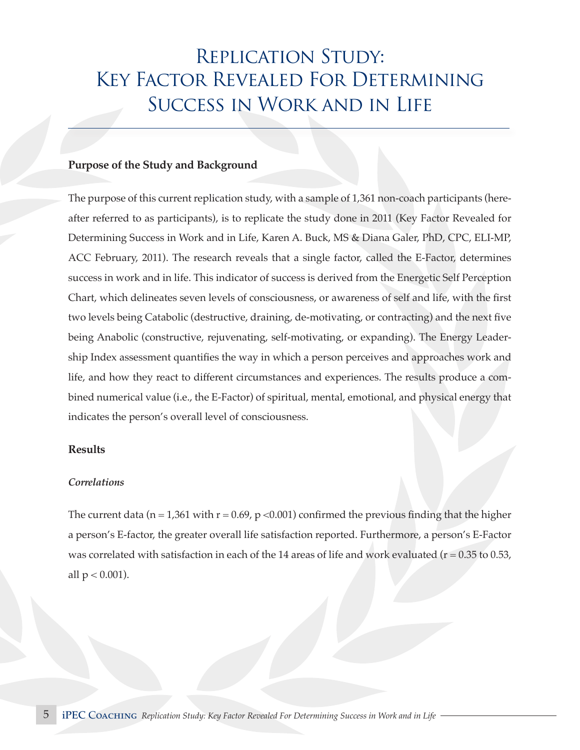# Replication Study: Key Factor Revealed For Determining Success in Work and in Life

**Purpose of the Study and Background**

The purpose of this current replication study, with a sample of 1,361 non-coach participants (hereafter referred to as participants), is to replicate the study done in 2011 (Key Factor Revealed for Determining Success in Work and in Life, Karen A. Buck, MS & Diana Galer, PhD, CPC, ELI-MP, ACC February, 2011). The research reveals that a single factor, called the E-Factor, determines success in work and in life. This indicator of success is derived from the Energetic Self Perception Chart, which delineates seven levels of consciousness, or awareness of self and life, with the first two levels being Catabolic (destructive, draining, de-motivating, or contracting) and the next five being Anabolic (constructive, rejuvenating, self-motivating, or expanding). The Energy Leadership Index assessment quantifies the way in which a person perceives and approaches work and life, and how they react to different circumstances and experiences. The results produce a combined numerical value (i.e., the E-Factor) of spiritual, mental, emotional, and physical energy that indicates the person's overall level of consciousness.

**Results**

***Correlations***

The current data ($n = 1{,}361$ with $r = 0.69$, $p < 0.001$) confirmed the previous finding that the higher a person's E-factor, the greater overall life satisfaction reported. Furthermore, a person's E-Factor was correlated with satisfaction in each of the 14 areas of life and work evaluated ($r = 0.35$ to $0.53$, all $p < 0.001$).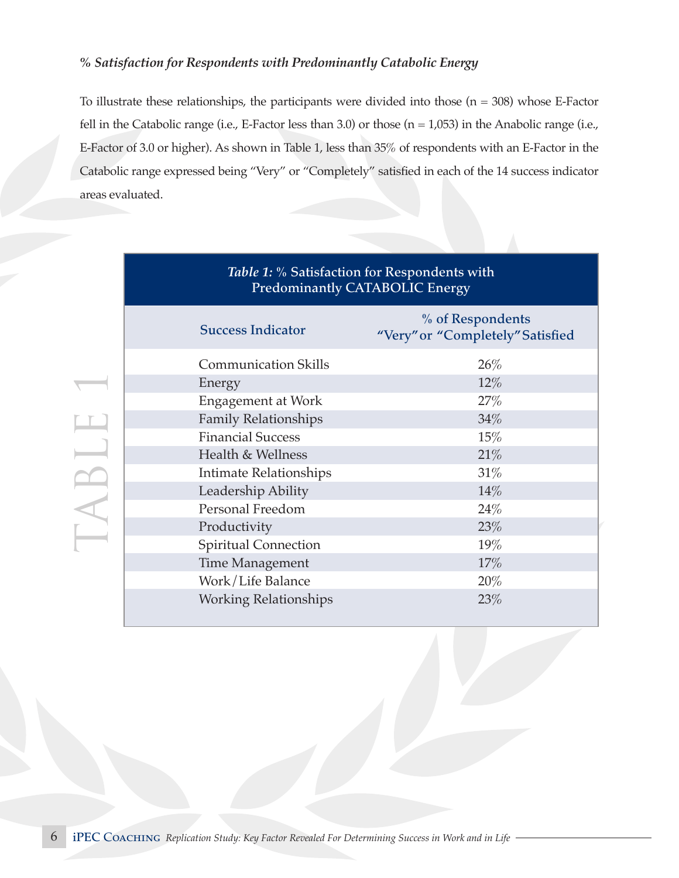### *% Satisfaction for Respondents with Predominantly Catabolic Energy*

To illustrate these relationships, the participants were divided into those (n = 308) whose E-Factor fell in the Catabolic range (i.e., E-Factor less than 3.0) or those (n = 1,053) in the Anabolic range (i.e., E-Factor of 3.0 or higher). As shown in Table 1, less than 35% of respondents with an E-Factor in the Catabolic range expressed being "Very" or "Completely" satisfied in each of the 14 success indicator areas evaluated.

TABLE 1

*Table 1:* % Satisfaction for Respondents with Predominantly CATABOLIC Energy

| Success Indicator | % of Respondents "Very" or "Completely" Satisfied |
|---|---|
| Communication Skills | 26% |
| Energy | 12% |
| Engagement at Work | 27% |
| Family Relationships | 34% |
| Financial Success | 15% |
| Health & Wellness | 21% |
| Intimate Relationships | 31% |
| Leadership Ability | 14% |
| Personal Freedom | 24% |
| Productivity | 23% |
| Spiritual Connection | 19% |
| Time Management | 17% |
| Work/Life Balance | 20% |
| Working Relationships | 23% |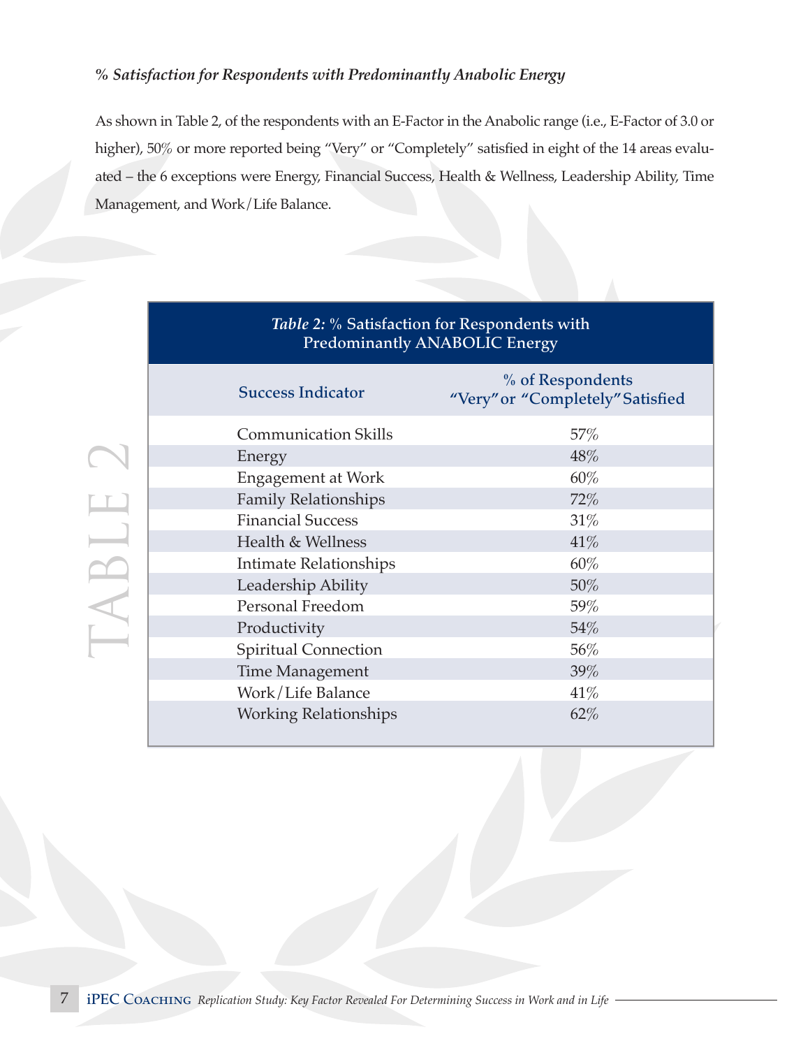### *% Satisfaction for Respondents with Predominantly Anabolic Energy*

As shown in Table 2, of the respondents with an E-Factor in the Anabolic range (i.e., E-Factor of 3.0 or higher), 50% or more reported being "Very" or "Completely" satisfied in eight of the 14 areas evaluated – the 6 exceptions were Energy, Financial Success, Health & Wellness, Leadership Ability, Time Management, and Work/Life Balance.

TABLE 2

***Table 2:*** % Satisfaction for Respondents with Predominantly ANABOLIC Energy

| Success Indicator | % of Respondents "Very" or "Completely" Satisfied |
|---|---|
| Communication Skills | 57% |
| Energy | 48% |
| Engagement at Work | 60% |
| Family Relationships | 72% |
| Financial Success | 31% |
| Health & Wellness | 41% |
| Intimate Relationships | 60% |
| Leadership Ability | 50% |
| Personal Freedom | 59% |
| Productivity | 54% |
| Spiritual Connection | 56% |
| Time Management | 39% |
| Work/Life Balance | 41% |
| Working Relationships | 62% |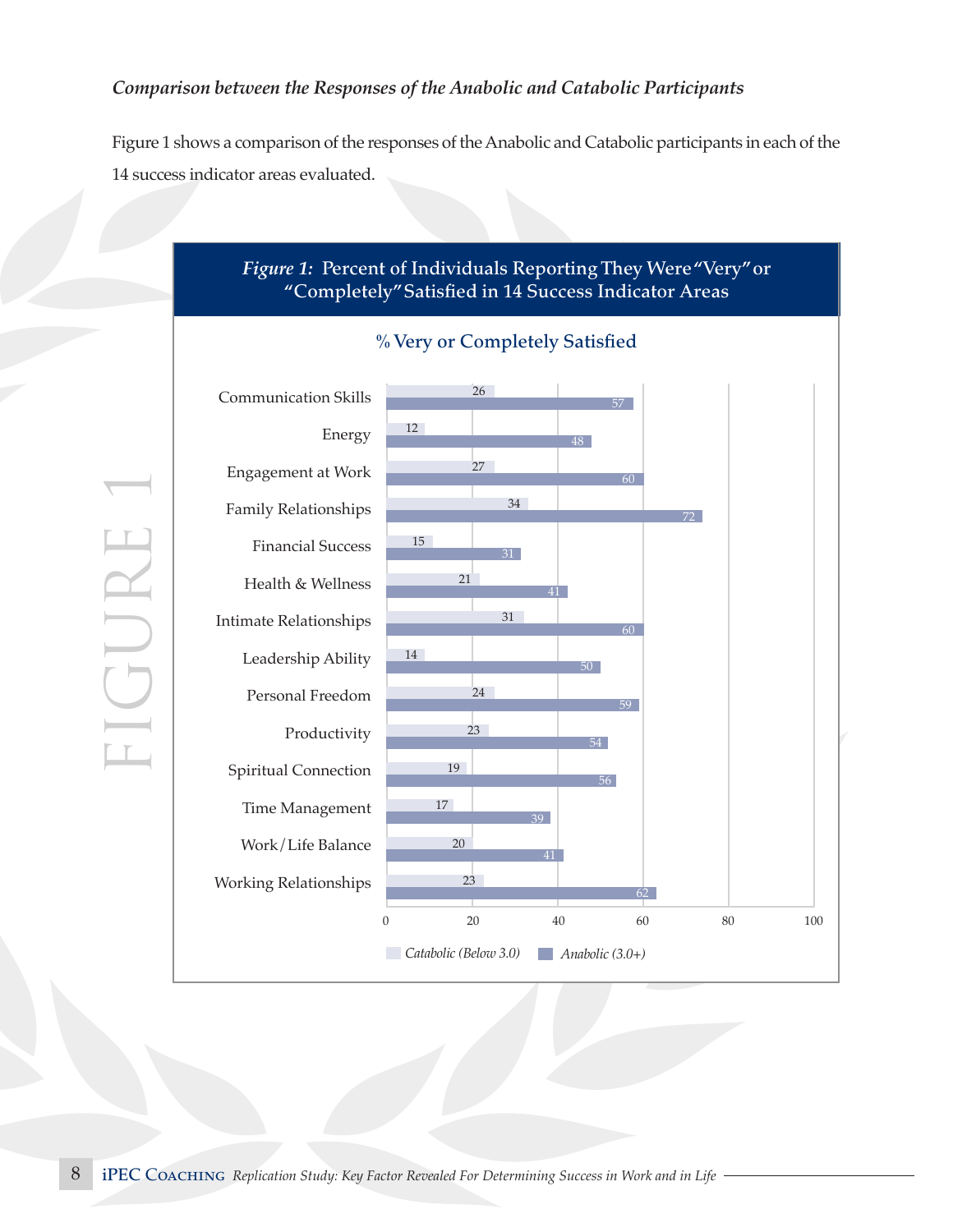### *Comparison between the Responses of the Anabolic and Catabolic Participants*

Figure 1 shows a comparison of the responses of the Anabolic and Catabolic participants in each of the 14 success indicator areas evaluated.

***Figure 1:*** **Percent of Individuals Reporting They Were "Very" or "Completely" Satisfied in 14 Success Indicator Areas**

**% Very or Completely Satisfied**

| Success Indicator Area | Catabolic (Below 3.0) | Anabolic (3.0+) |
|---|---|---|
| Communication Skills | 26 | 57 |
| Energy | 12 | 48 |
| Engagement at Work | 27 | 60 |
| Family Relationships | 34 | 72 |
| Financial Success | 15 | 31 |
| Health & Wellness | 21 | 41 |
| Intimate Relationships | 31 | 60 |
| Leadership Ability | 14 | 50 |
| Personal Freedom | 24 | 59 |
| Productivity | 23 | 54 |
| Spiritual Connection | 19 | 56 |
| Time Management | 17 | 39 |
| Work/Life Balance | 20 | 41 |
| Working Relationships | 23 | 62 |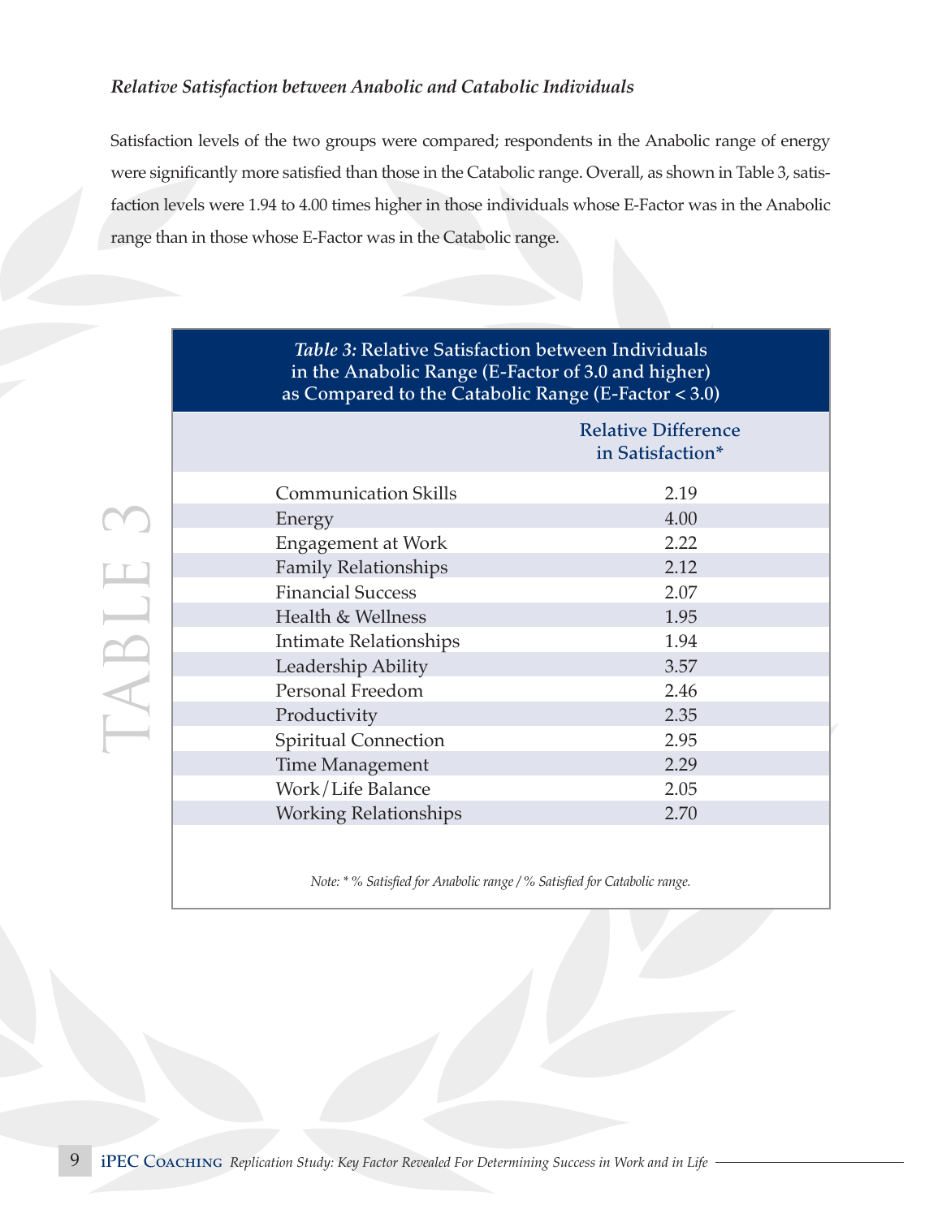### *Relative Satisfaction between Anabolic and Catabolic Individuals*

Satisfaction levels of the two groups were compared; respondents in the Anabolic range of energy were significantly more satisfied than those in the Catabolic range. Overall, as shown in Table 3, satisfaction levels were 1.94 to 4.00 times higher in those individuals whose E-Factor was in the Anabolic range than in those whose E-Factor was in the Catabolic range.

*Table 3:* Relative Satisfaction between Individuals in the Anabolic Range (E-Factor of 3.0 and higher) as Compared to the Catabolic Range (E-Factor < 3.0)

| | Relative Difference in Satisfaction* |
|---|---|
| Communication Skills | 2.19 |
| Energy | 4.00 |
| Engagement at Work | 2.22 |
| Family Relationships | 2.12 |
| Financial Success | 2.07 |
| Health & Wellness | 1.95 |
| Intimate Relationships | 1.94 |
| Leadership Ability | 3.57 |
| Personal Freedom | 2.46 |
| Productivity | 2.35 |
| Spiritual Connection | 2.95 |
| Time Management | 2.29 |
| Work/Life Balance | 2.05 |
| Working Relationships | 2.70 |

*Note: * % Satisfied for Anabolic range / % Satisfied for Catabolic range.*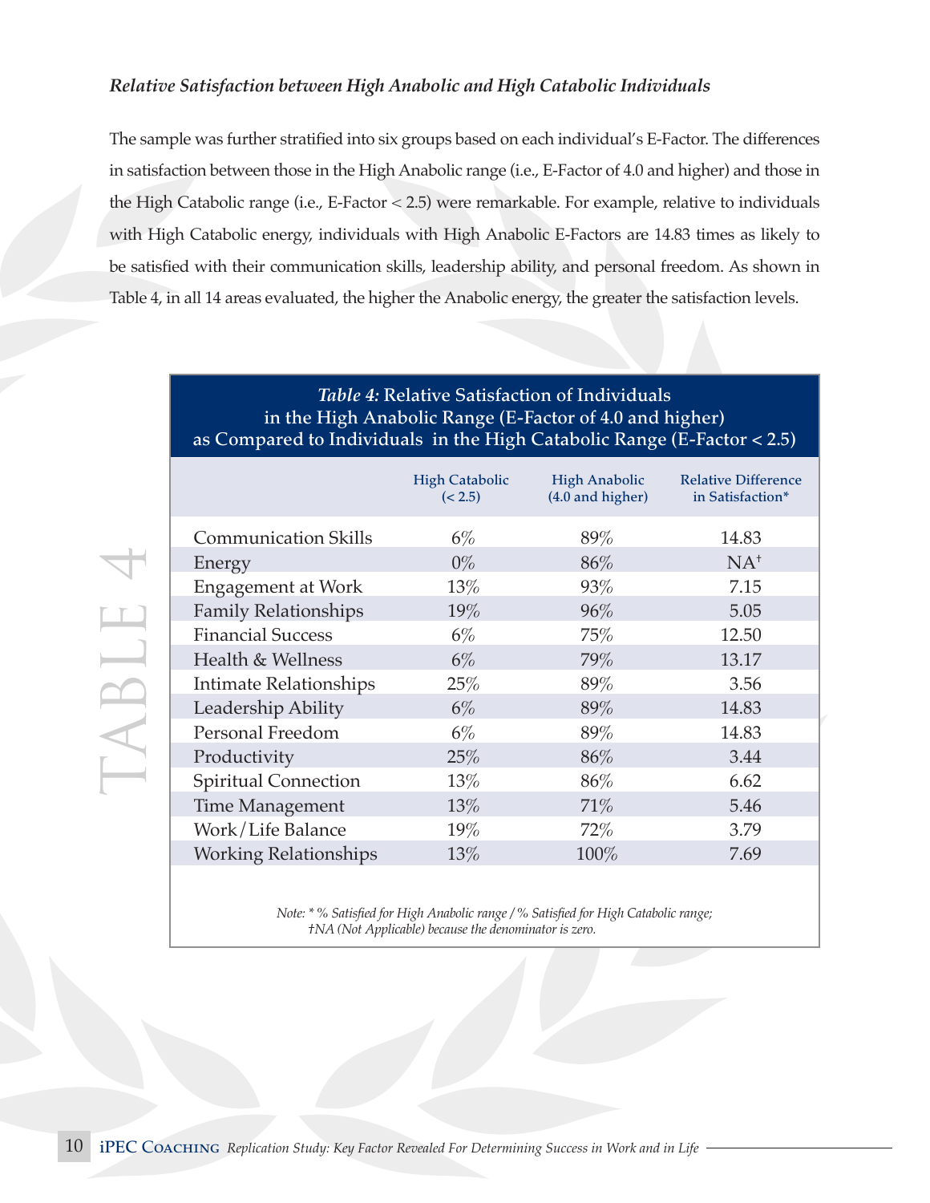### *Relative Satisfaction between High Anabolic and High Catabolic Individuals*

The sample was further stratified into six groups based on each individual's E-Factor. The differences in satisfaction between those in the High Anabolic range (i.e., E-Factor of 4.0 and higher) and those in the High Catabolic range (i.e., E-Factor < 2.5) were remarkable. For example, relative to individuals with High Catabolic energy, individuals with High Anabolic E-Factors are 14.83 times as likely to be satisfied with their communication skills, leadership ability, and personal freedom. As shown in Table 4, in all 14 areas evaluated, the higher the Anabolic energy, the greater the satisfaction levels.

***Table 4:*** **Relative Satisfaction of Individuals in the High Anabolic Range (E-Factor of 4.0 and higher) as Compared to Individuals in the High Catabolic Range (E-Factor < 2.5)**

| | High Catabolic (< 2.5) | High Anabolic (4.0 and higher) | Relative Difference in Satisfaction* |
|---|---|---|---|
| Communication Skills | 6% | 89% | 14.83 |
| Energy | 0% | 86% | NA† |
| Engagement at Work | 13% | 93% | 7.15 |
| Family Relationships | 19% | 96% | 5.05 |
| Financial Success | 6% | 75% | 12.50 |
| Health & Wellness | 6% | 79% | 13.17 |
| Intimate Relationships | 25% | 89% | 3.56 |
| Leadership Ability | 6% | 89% | 14.83 |
| Personal Freedom | 6% | 89% | 14.83 |
| Productivity | 25% | 86% | 3.44 |
| Spiritual Connection | 13% | 86% | 6.62 |
| Time Management | 13% | 71% | 5.46 |
| Work/Life Balance | 19% | 72% | 3.79 |
| Working Relationships | 13% | 100% | 7.69 |

*Note: * % Satisfied for High Anabolic range / % Satisfied for High Catabolic range;*
*†NA (Not Applicable) because the denominator is zero.*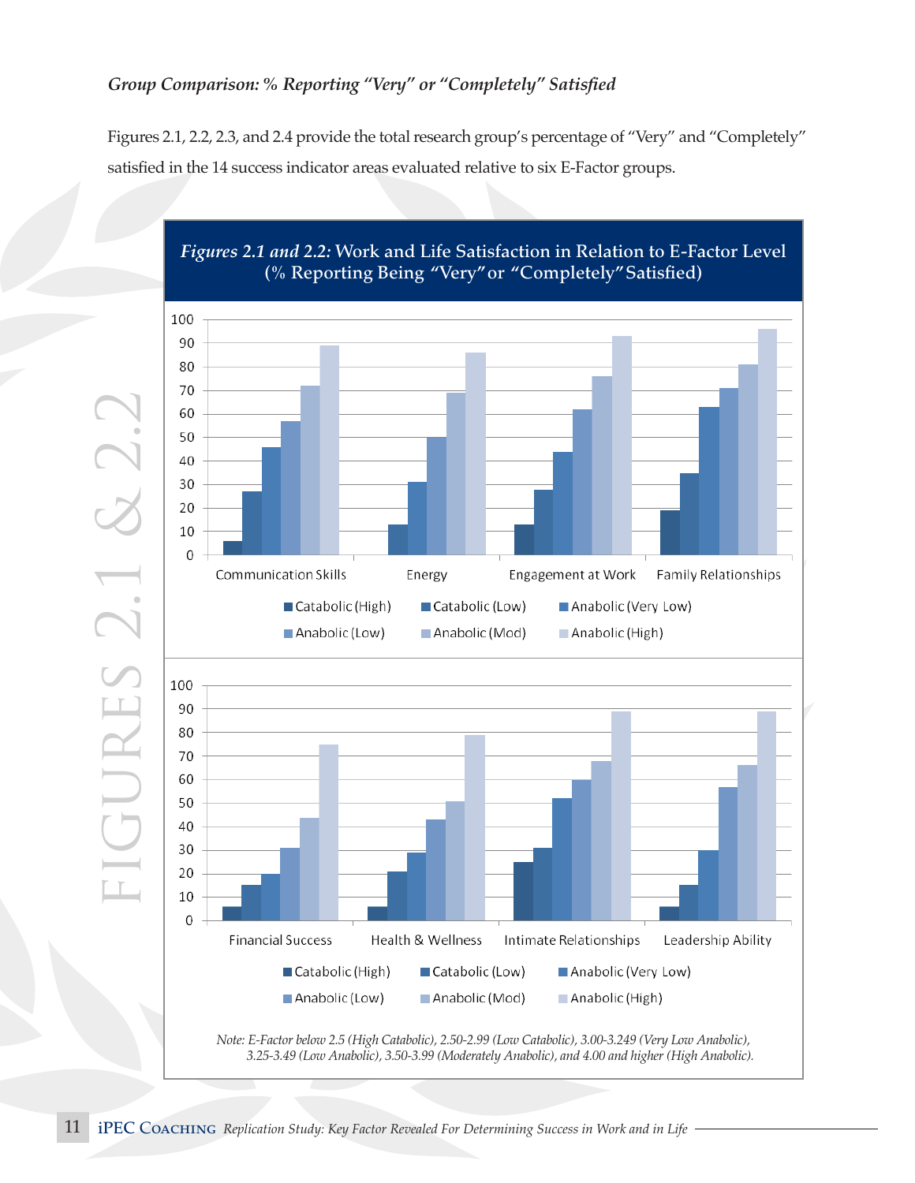### *Group Comparison: % Reporting "Very" or "Completely" Satisfied*

Figures 2.1, 2.2, 2.3, and 2.4 provide the total research group's percentage of "Very" and "Completely" satisfied in the 14 success indicator areas evaluated relative to six E-Factor groups.

***Figures 2.1 and 2.2:*** **Work and Life Satisfaction in Relation to E-Factor Level (% Reporting Being "Very" or "Completely" Satisfied)**

| | Catabolic (High) | Catabolic (Low) | Anabolic (Very Low) | Anabolic (Low) | Anabolic (Mod) | Anabolic (High) |
|---|---|---|---|---|---|---|
| Communication Skills | 6 | 27 | 46 | 57 | 72 | 89 |
| Energy | | 13 | 31 | 50 | 69 | 86 |
| Engagement at Work | 13 | 28 | 44 | 62 | 76 | 93 |
| Family Relationships | 19 | 35 | 63 | 71 | 81 | 96 |
| Financial Success | 6 | 15 | 20 | 31 | 44 | 75 |
| Health & Wellness | 6 | 21 | 29 | 43 | 51 | 79 |
| Intimate Relationships | 25 | 31 | 52 | 60 | 68 | 89 |
| Leadership Ability | 6 | 15 | 30 | 57 | 66 | 89 |

*Note: E-Factor below 2.5 (High Catabolic), 2.50-2.99 (Low Catabolic), 3.00-3.249 (Very Low Anabolic), 3.25-3.49 (Low Anabolic), 3.50-3.99 (Moderately Anabolic), and 4.00 and higher (High Anabolic).*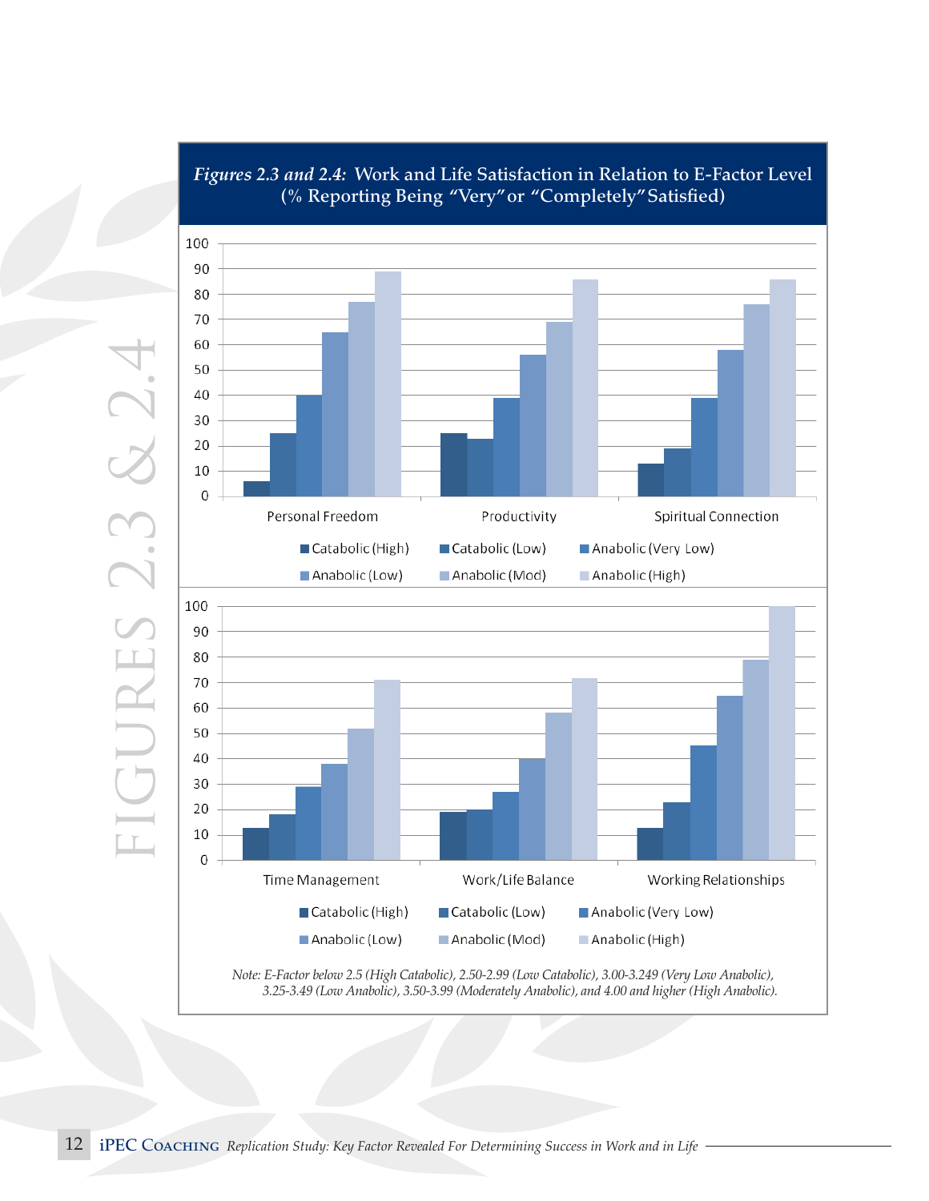***Figures 2.3 and 2.4:*** **Work and Life Satisfaction in Relation to E-Factor Level (% Reporting Being "Very" or "Completely" Satisfied)**

| | Catabolic (High) | Catabolic (Low) | Anabolic (Very Low) | Anabolic (Low) | Anabolic (Mod) | Anabolic (High) |
|---|---|---|---|---|---|---|
| Personal Freedom | 6 | 25 | 40 | 65 | 77 | 89 |
| Productivity | 25 | 23 | 39 | 56 | 69 | 86 |
| Spiritual Connection | 13 | 19 | 39 | 58 | 76 | 86 |

| | Catabolic (High) | Catabolic (Low) | Anabolic (Very Low) | Anabolic (Low) | Anabolic (Mod) | Anabolic (High) |
|---|---|---|---|---|---|---|
| Time Management | 13 | 18 | 29 | 38 | 52 | 71 |
| Work/Life Balance | 19 | 20 | 27 | 40 | 58 | 72 |
| Working Relationships | 13 | 23 | 45 | 65 | 79 | 100 |

*Note: E-Factor below 2.5 (High Catabolic), 2.50-2.99 (Low Catabolic), 3.00-3.249 (Very Low Anabolic), 3.25-3.49 (Low Anabolic), 3.50-3.99 (Moderately Anabolic), and 4.00 and higher (High Anabolic).*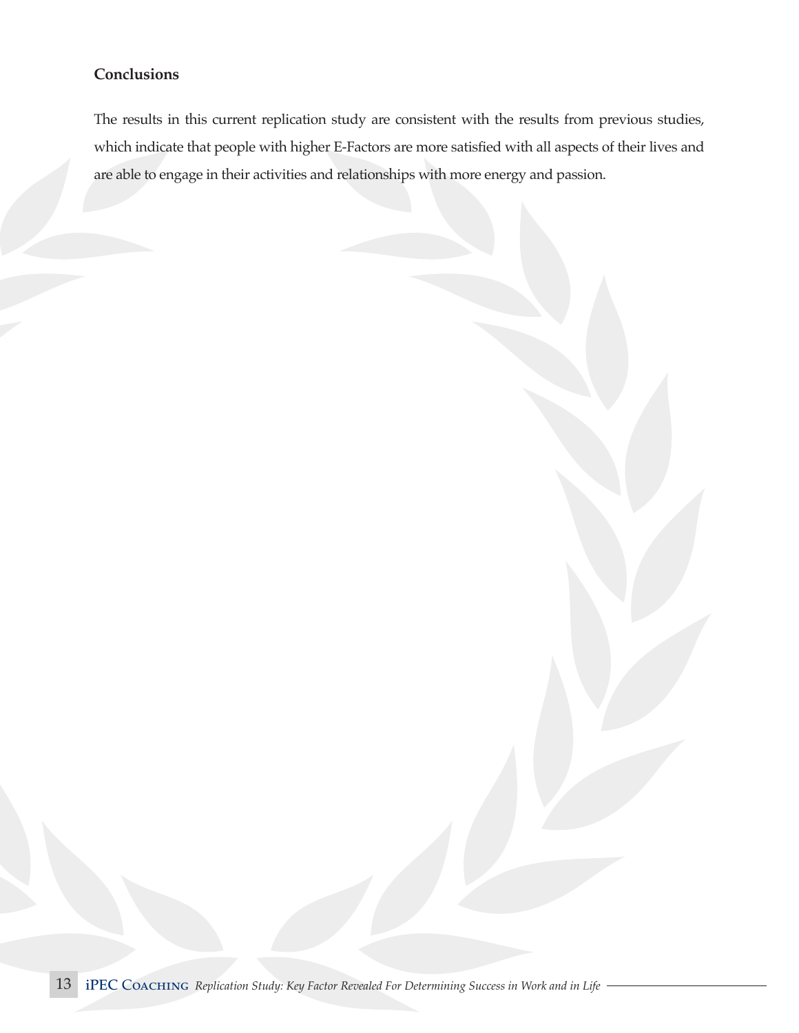## Conclusions

The results in this current replication study are consistent with the results from previous studies, which indicate that people with higher E-Factors are more satisfied with all aspects of their lives and are able to engage in their activities and relationships with more energy and passion.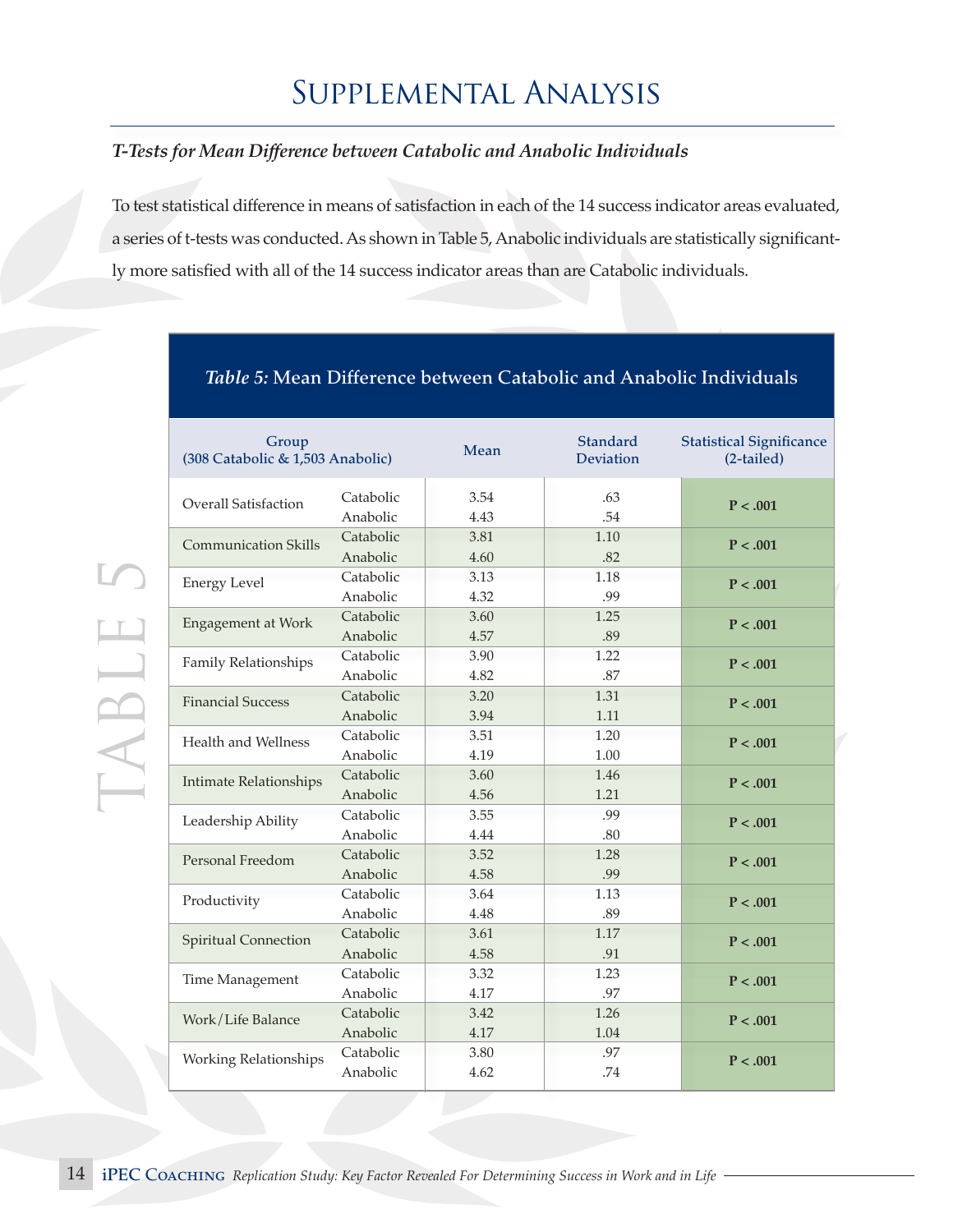# Supplemental Analysis

### *T-Tests for Mean Difference between Catabolic and Anabolic Individuals*

To test statistical difference in means of satisfaction in each of the 14 success indicator areas evaluated, a series of t-tests was conducted. As shown in Table 5, Anabolic individuals are statistically significantly more satisfied with all of the 14 success indicator areas than are Catabolic individuals.

**Table 5:** Mean Difference between Catabolic and Anabolic Individuals

| Group (308 Catabolic & 1,503 Anabolic) | | Mean | Standard Deviation | Statistical Significance (2-tailed) |
|---|---|---|---|---|
| Overall Satisfaction | Catabolic | 3.54 | .63 | **P < .001** |
| | Anabolic | 4.43 | .54 | |
| Communication Skills | Catabolic | 3.81 | 1.10 | **P < .001** |
| | Anabolic | 4.60 | .82 | |
| Energy Level | Catabolic | 3.13 | 1.18 | **P < .001** |
| | Anabolic | 4.32 | .99 | |
| Engagement at Work | Catabolic | 3.60 | 1.25 | **P < .001** |
| | Anabolic | 4.57 | .89 | |
| Family Relationships | Catabolic | 3.90 | 1.22 | **P < .001** |
| | Anabolic | 4.82 | .87 | |
| Financial Success | Catabolic | 3.20 | 1.31 | **P < .001** |
| | Anabolic | 3.94 | 1.11 | |
| Health and Wellness | Catabolic | 3.51 | 1.20 | **P < .001** |
| | Anabolic | 4.19 | 1.00 | |
| Intimate Relationships | Catabolic | 3.60 | 1.46 | **P < .001** |
| | Anabolic | 4.56 | 1.21 | |
| Leadership Ability | Catabolic | 3.55 | .99 | **P < .001** |
| | Anabolic | 4.44 | .80 | |
| Personal Freedom | Catabolic | 3.52 | 1.28 | **P < .001** |
| | Anabolic | 4.58 | .99 | |
| Productivity | Catabolic | 3.64 | 1.13 | **P < .001** |
| | Anabolic | 4.48 | .89 | |
| Spiritual Connection | Catabolic | 3.61 | 1.17 | **P < .001** |
| | Anabolic | 4.58 | .91 | |
| Time Management | Catabolic | 3.32 | 1.23 | **P < .001** |
| | Anabolic | 4.17 | .97 | |
| Work/Life Balance | Catabolic | 3.42 | 1.26 | **P < .001** |
| | Anabolic | 4.17 | 1.04 | |
| Working Relationships | Catabolic | 3.80 | .97 | **P < .001** |
| | Anabolic | 4.62 | .74 | |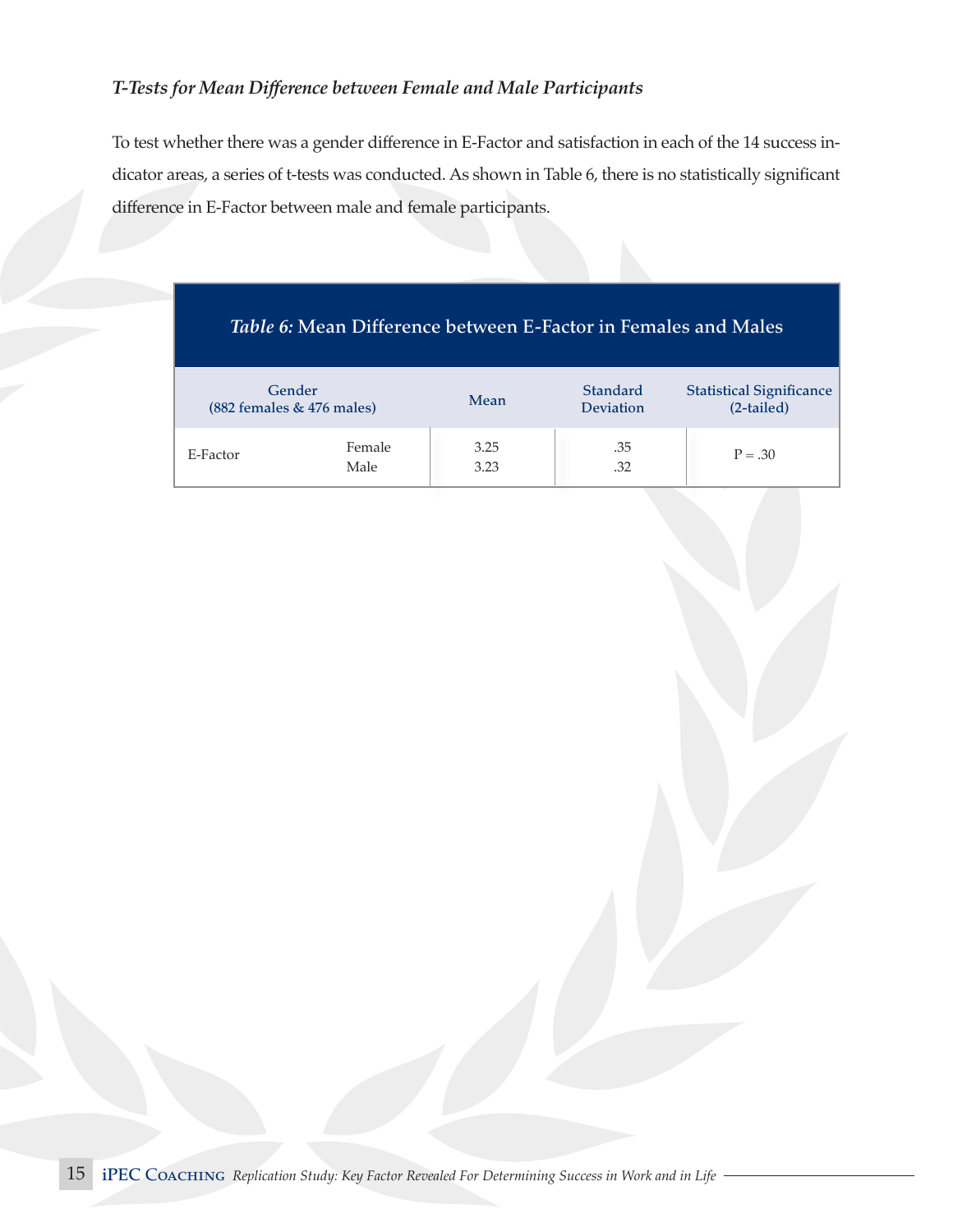### *T-Tests for Mean Difference between Female and Male Participants*

To test whether there was a gender difference in E-Factor and satisfaction in each of the 14 success indicator areas, a series of t-tests was conducted. As shown in Table 6, there is no statistically significant difference in E-Factor between male and female participants.

***Table 6:*** **Mean Difference between E-Factor in Females and Males**

| Gender (882 females & 476 males) | | Mean | Standard Deviation | Statistical Significance (2-tailed) |
|---|---|---|---|---|
| E-Factor | Female | 3.25 | .35 | P = .30 |
| | Male | 3.23 | .32 | |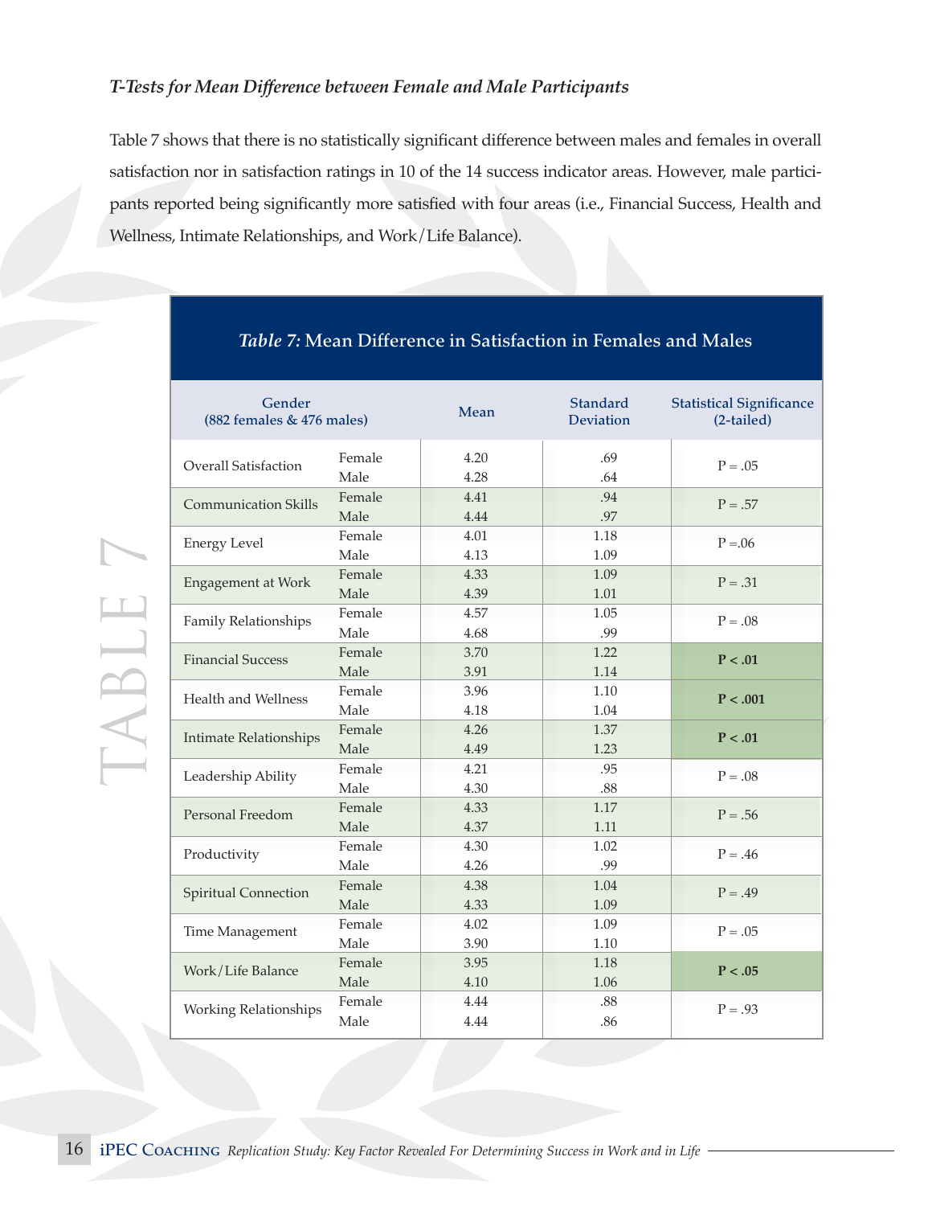### *T-Tests for Mean Difference between Female and Male Participants*

Table 7 shows that there is no statistically significant difference between males and females in overall satisfaction nor in satisfaction ratings in 10 of the 14 success indicator areas. However, male participants reported being significantly more satisfied with four areas (i.e., Financial Success, Health and Wellness, Intimate Relationships, and Work/Life Balance).

***Table 7:*** **Mean Difference in Satisfaction in Females and Males**

| Gender (882 females & 476 males) | | Mean | Standard Deviation | Statistical Significance (2-tailed) |
|---|---|---|---|---|
| Overall Satisfaction | Female | 4.20 | .69 | P = .05 |
| | Male | 4.28 | .64 | |
| Communication Skills | Female | 4.41 | .94 | P = .57 |
| | Male | 4.44 | .97 | |
| Energy Level | Female | 4.01 | 1.18 | P =.06 |
| | Male | 4.13 | 1.09 | |
| Engagement at Work | Female | 4.33 | 1.09 | P = .31 |
| | Male | 4.39 | 1.01 | |
| Family Relationships | Female | 4.57 | 1.05 | P = .08 |
| | Male | 4.68 | .99 | |
| Financial Success | Female | 3.70 | 1.22 | **P < .01** |
| | Male | 3.91 | 1.14 | |
| Health and Wellness | Female | 3.96 | 1.10 | **P < .001** |
| | Male | 4.18 | 1.04 | |
| Intimate Relationships | Female | 4.26 | 1.37 | **P < .01** |
| | Male | 4.49 | 1.23 | |
| Leadership Ability | Female | 4.21 | .95 | P = .08 |
| | Male | 4.30 | .88 | |
| Personal Freedom | Female | 4.33 | 1.17 | P = .56 |
| | Male | 4.37 | 1.11 | |
| Productivity | Female | 4.30 | 1.02 | P = .46 |
| | Male | 4.26 | .99 | |
| Spiritual Connection | Female | 4.38 | 1.04 | P = .49 |
| | Male | 4.33 | 1.09 | |
| Time Management | Female | 4.02 | 1.09 | P = .05 |
| | Male | 3.90 | 1.10 | |
| Work/Life Balance | Female | 3.95 | 1.18 | **P < .05** |
| | Male | 4.10 | 1.06 | |
| Working Relationships | Female | 4.44 | .88 | P = .93 |
| | Male | 4.44 | .86 | |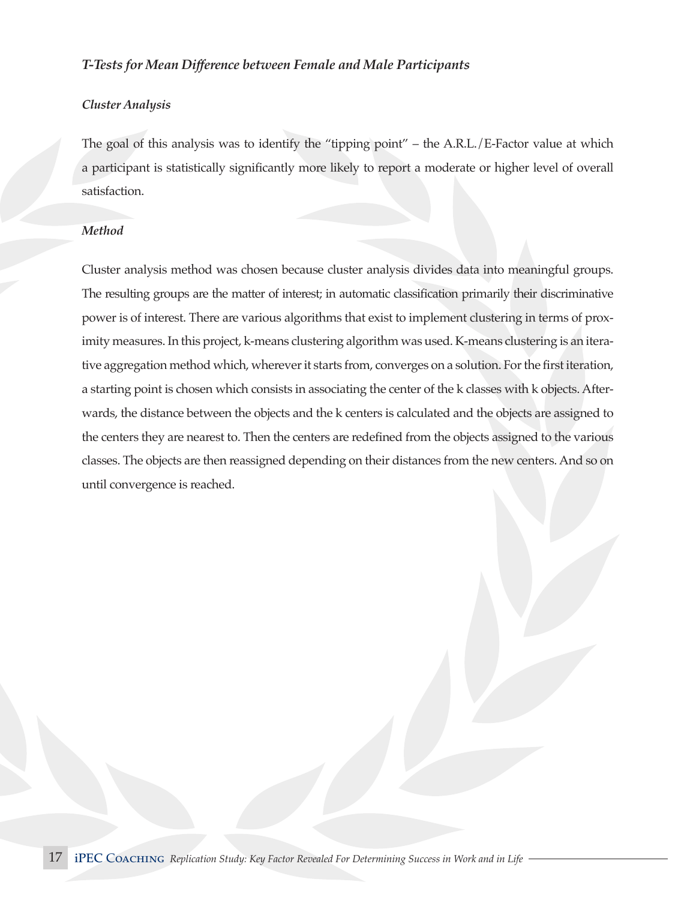### *T-Tests for Mean Difference between Female and Male Participants*

#### *Cluster Analysis*

The goal of this analysis was to identify the "tipping point" – the A.R.L./E-Factor value at which a participant is statistically significantly more likely to report a moderate or higher level of overall satisfaction.

#### *Method*

Cluster analysis method was chosen because cluster analysis divides data into meaningful groups. The resulting groups are the matter of interest; in automatic classification primarily their discriminative power is of interest. There are various algorithms that exist to implement clustering in terms of proximity measures. In this project, k-means clustering algorithm was used. K-means clustering is an iterative aggregation method which, wherever it starts from, converges on a solution. For the first iteration, a starting point is chosen which consists in associating the center of the k classes with k objects. Afterwards, the distance between the objects and the k centers is calculated and the objects are assigned to the centers they are nearest to. Then the centers are redefined from the objects assigned to the various classes. The objects are then reassigned depending on their distances from the new centers. And so on until convergence is reached.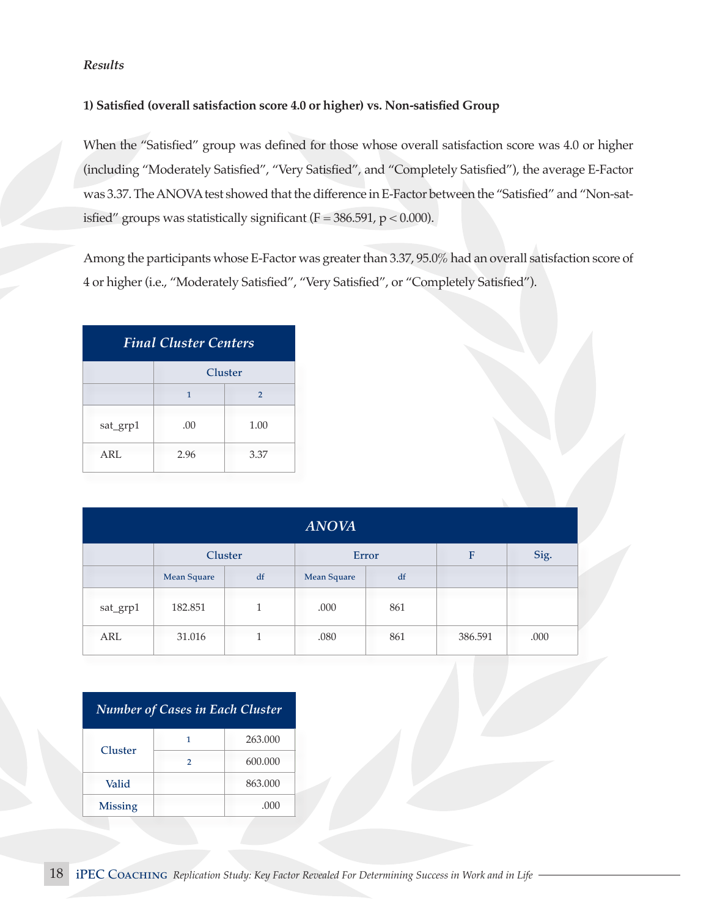*Results*

**1) Satisfied (overall satisfaction score 4.0 or higher) vs. Non-satisfied Group**

When the "Satisfied" group was defined for those whose overall satisfaction score was 4.0 or higher (including "Moderately Satisfied", "Very Satisfied", and "Completely Satisfied"), the average E-Factor was 3.37. The ANOVA test showed that the difference in E-Factor between the "Satisfied" and "Non-satisfied" groups was statistically significant ($F = 386.591$, $p < 0.000$).

Among the participants whose E-Factor was greater than 3.37, 95.0% had an overall satisfaction score of 4 or higher (i.e., "Moderately Satisfied", "Very Satisfied", or "Completely Satisfied").

***Final Cluster Centers***

| | Cluster | |
|---|---|---|
| | 1 | 2 |
| sat_grp1 | .00 | 1.00 |
| ARL | 2.96 | 3.37 |

***ANOVA***

| | Cluster | | Error | | F | Sig. |
|---|---|---|---|---|---|---|
| | Mean Square | df | Mean Square | df | | |
| sat_grp1 | 182.851 | 1 | .000 | 861 | | |
| ARL | 31.016 | 1 | .080 | 861 | 386.591 | .000 |

***Number of Cases in Each Cluster***

| | | |
|---|---|---|
| Cluster | 1 | 263.000 |
| | 2 | 600.000 |
| Valid | | 863.000 |
| Missing | | .000 |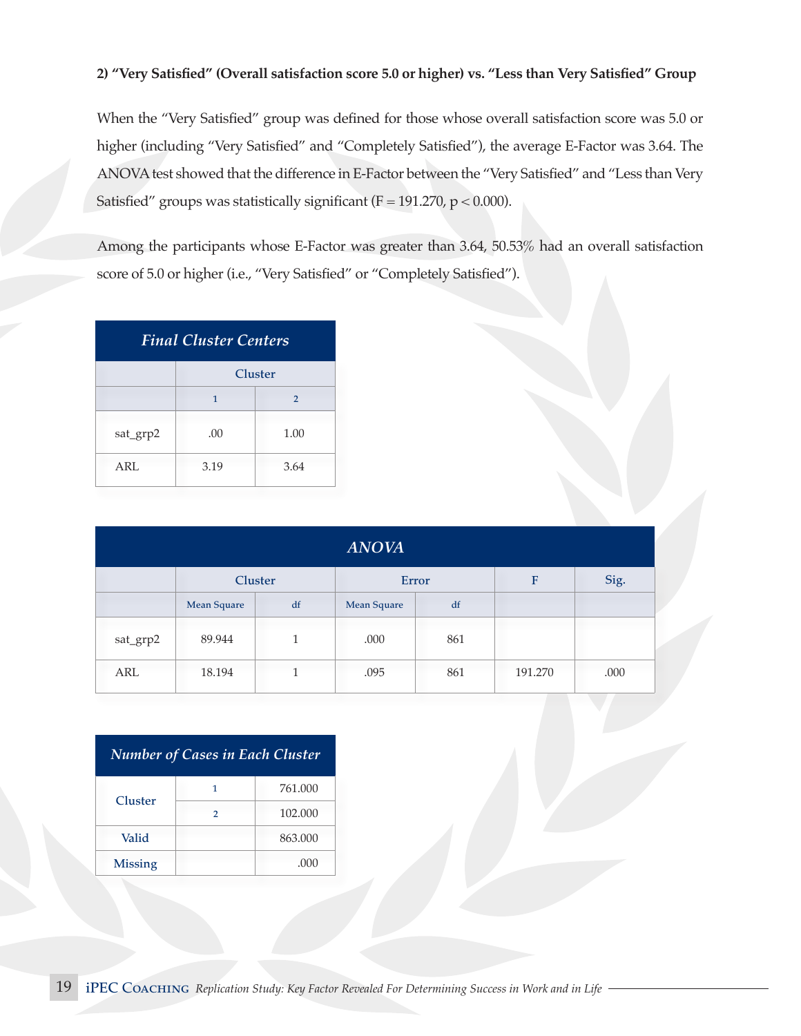**2) "Very Satisfied" (Overall satisfaction score 5.0 or higher) vs. "Less than Very Satisfied" Group**

When the "Very Satisfied" group was defined for those whose overall satisfaction score was 5.0 or higher (including "Very Satisfied" and "Completely Satisfied"), the average E-Factor was 3.64. The ANOVA test showed that the difference in E-Factor between the "Very Satisfied" and "Less than Very Satisfied" groups was statistically significant ($F = 191.270$, $p < 0.000$).

Among the participants whose E-Factor was greater than 3.64, 50.53% had an overall satisfaction score of 5.0 or higher (i.e., "Very Satisfied" or "Completely Satisfied").

***Final Cluster Centers***

| | Cluster | |
|---|---|---|
| | 1 | 2 |
| sat_grp2 | .00 | 1.00 |
| ARL | 3.19 | 3.64 |

***ANOVA***

| | Cluster | | Error | | F | Sig. |
|---|---|---|---|---|---|---|
| | Mean Square | df | Mean Square | df | | |
| sat_grp2 | 89.944 | 1 | .000 | 861 | | |
| ARL | 18.194 | 1 | .095 | 861 | 191.270 | .000 |

***Number of Cases in Each Cluster***

| | | |
|---|---|---|
| Cluster | 1 | 761.000 |
| | 2 | 102.000 |
| Valid | | 863.000 |
| Missing | | .000 |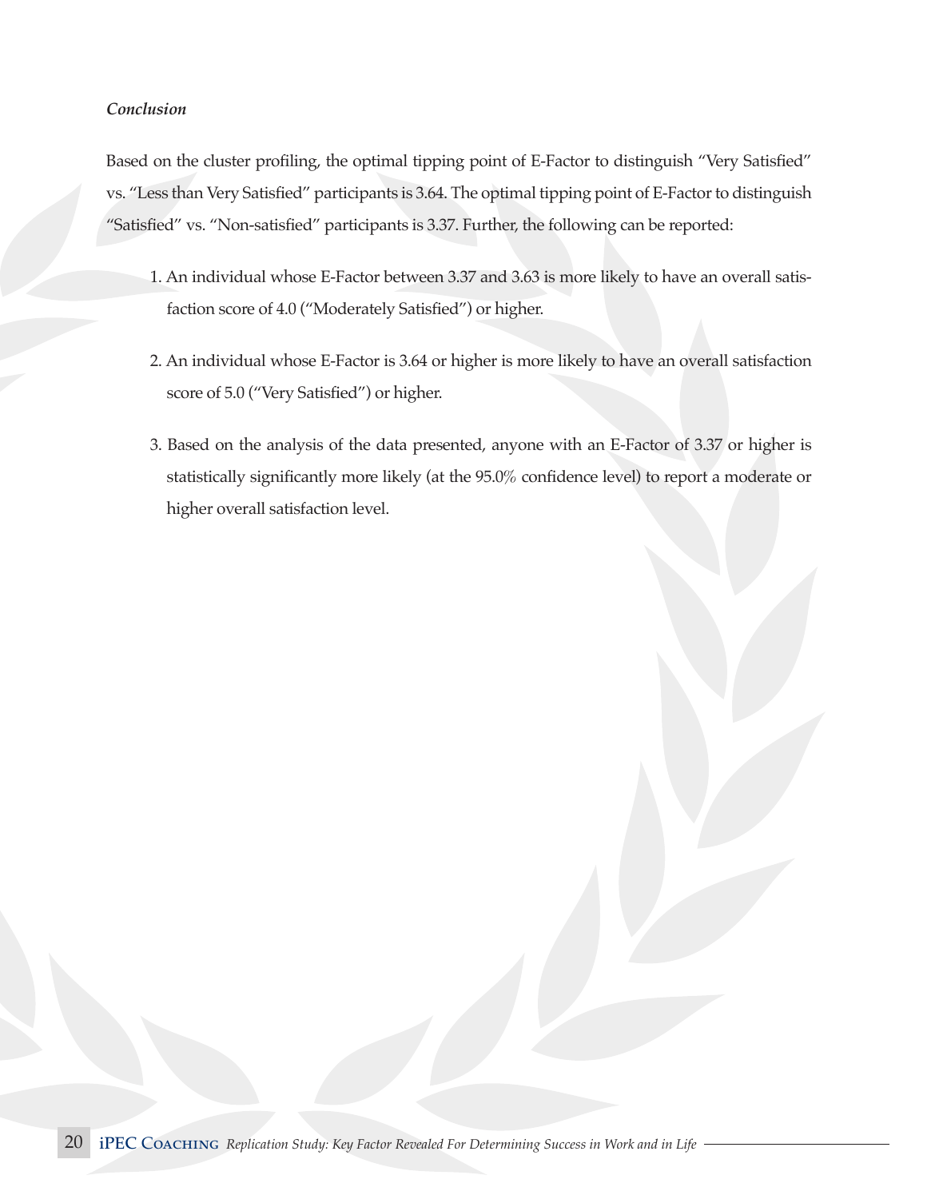*Conclusion*

Based on the cluster profiling, the optimal tipping point of E-Factor to distinguish "Very Satisfied" vs. "Less than Very Satisfied" participants is 3.64. The optimal tipping point of E-Factor to distinguish "Satisfied" vs. "Non-satisfied" participants is 3.37. Further, the following can be reported:

1. An individual whose E-Factor between 3.37 and 3.63 is more likely to have an overall satisfaction score of 4.0 ("Moderately Satisfied") or higher.

2. An individual whose E-Factor is 3.64 or higher is more likely to have an overall satisfaction score of 5.0 ("Very Satisfied") or higher.

3. Based on the analysis of the data presented, anyone with an E-Factor of 3.37 or higher is statistically significantly more likely (at the 95.0% confidence level) to report a moderate or higher overall satisfaction level.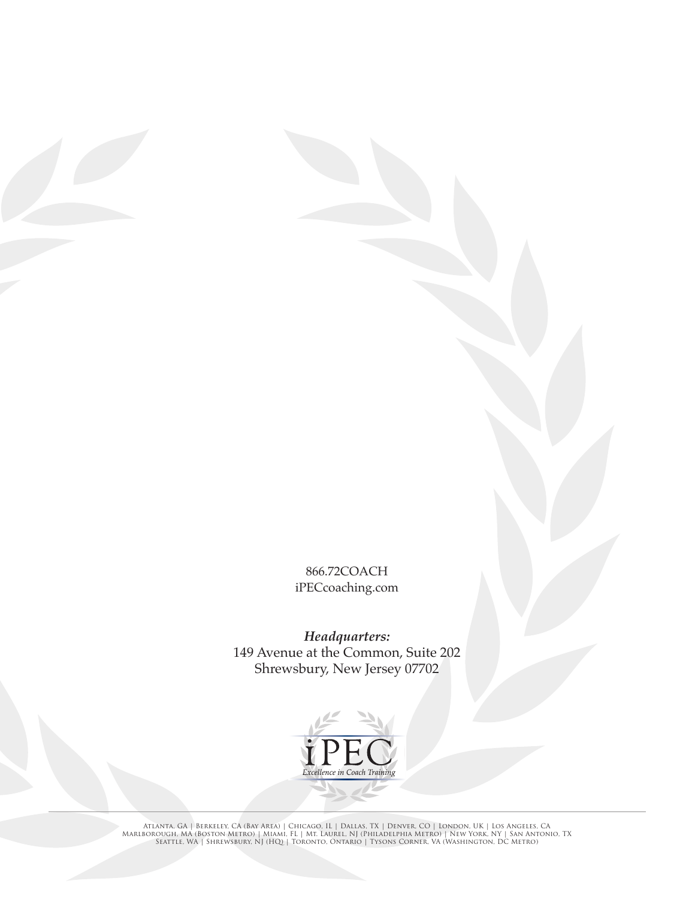866.72COACH
iPECcoaching.com

***Headquarters:***
149 Avenue at the Common, Suite 202
Shrewsbury, New Jersey 07702

iPEC
*Excellence in Coach Training*

Atlanta, GA | Berkeley, CA (Bay Area) | Chicago, IL | Dallas, TX | Denver, CO | London, UK | Los Angeles, CA
Marlborough, MA (Boston Metro) | Miami, FL | Mt. Laurel, NJ (Philadelphia Metro) | New York, NY | San Antonio, TX
Seattle, WA | Shrewsbury, NJ (HQ) | Toronto, Ontario | Tysons Corner, VA (Washington, DC Metro)